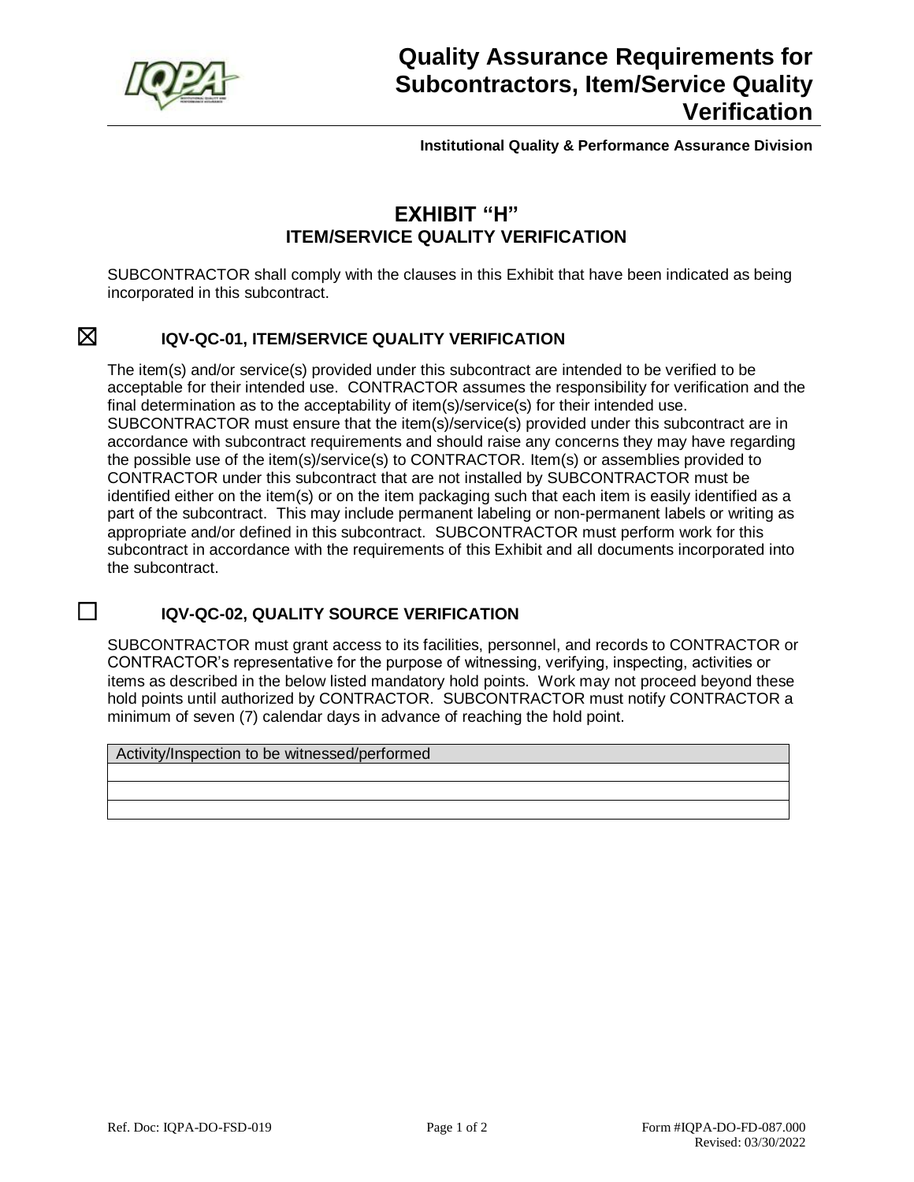# Quality Assurance Requirements for Subcontractors, Item/Service Quality Verification

**Institutional Quality & Performance Assurance Division**

## EXHIBIT "H"
## ITEM/SERVICE QUALITY VERIFICATION

SUBCONTRACTOR shall comply with the clauses in this Exhibit that have been indicated as being incorporated in this subcontract.

☒ **IQV-QC-01, ITEM/SERVICE QUALITY VERIFICATION**

The item(s) and/or service(s) provided under this subcontract are intended to be verified to be acceptable for their intended use. CONTRACTOR assumes the responsibility for verification and the final determination as to the acceptability of item(s)/service(s) for their intended use. SUBCONTRACTOR must ensure that the item(s)/service(s) provided under this subcontract are in accordance with subcontract requirements and should raise any concerns they may have regarding the possible use of the item(s)/service(s) to CONTRACTOR. Item(s) or assemblies provided to CONTRACTOR under this subcontract that are not installed by SUBCONTRACTOR must be identified either on the item(s) or on the item packaging such that each item is easily identified as a part of the subcontract. This may include permanent labeling or non-permanent labels or writing as appropriate and/or defined in this subcontract. SUBCONTRACTOR must perform work for this subcontract in accordance with the requirements of this Exhibit and all documents incorporated into the subcontract.

☐ **IQV-QC-02, QUALITY SOURCE VERIFICATION**

SUBCONTRACTOR must grant access to its facilities, personnel, and records to CONTRACTOR or CONTRACTOR's representative for the purpose of witnessing, verifying, inspecting, activities or items as described in the below listed mandatory hold points. Work may not proceed beyond these hold points until authorized by CONTRACTOR. SUBCONTRACTOR must notify CONTRACTOR a minimum of seven (7) calendar days in advance of reaching the hold point.

| Activity/Inspection to be witnessed/performed |
|---|
| |
| |
| |

Ref. Doc: IQPA-DO-FSD-019

Form #IQPA-DO-FD-087.000
Revised: 03/30/2022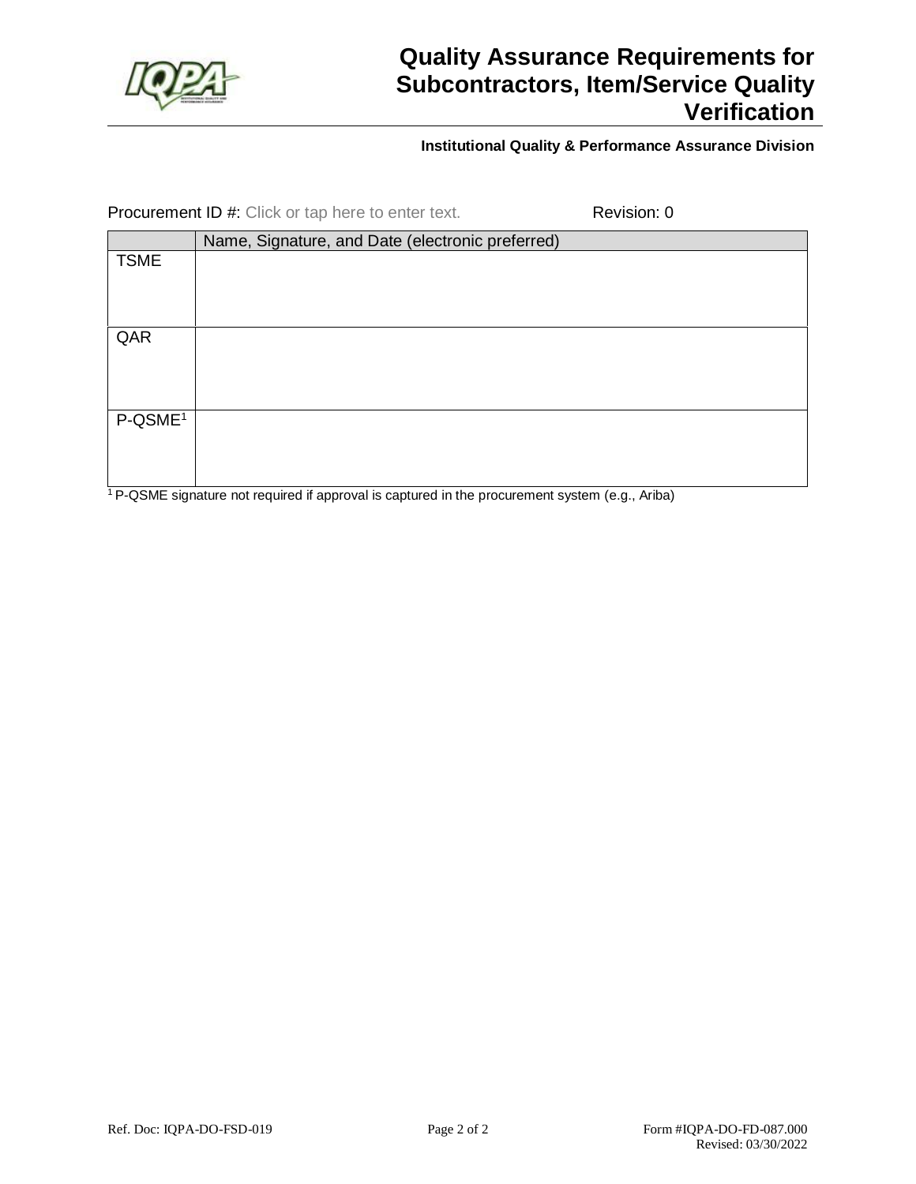# Quality Assurance Requirements for Subcontractors, Item/Service Quality Verification

**Institutional Quality & Performance Assurance Division**

Procurement ID #: Click or tap here to enter text. Revision: 0

| | Name, Signature, and Date (electronic preferred) |
|---|---|
| TSME | |
| QAR | |
| P-QSME[1] | |

[1] P-QSME signature not required if approval is captured in the procurement system (e.g., Ariba)

Ref. Doc: IQPA-DO-FSD-019 Form #IQPA-DO-FD-087.000 Revised: 03/30/2022